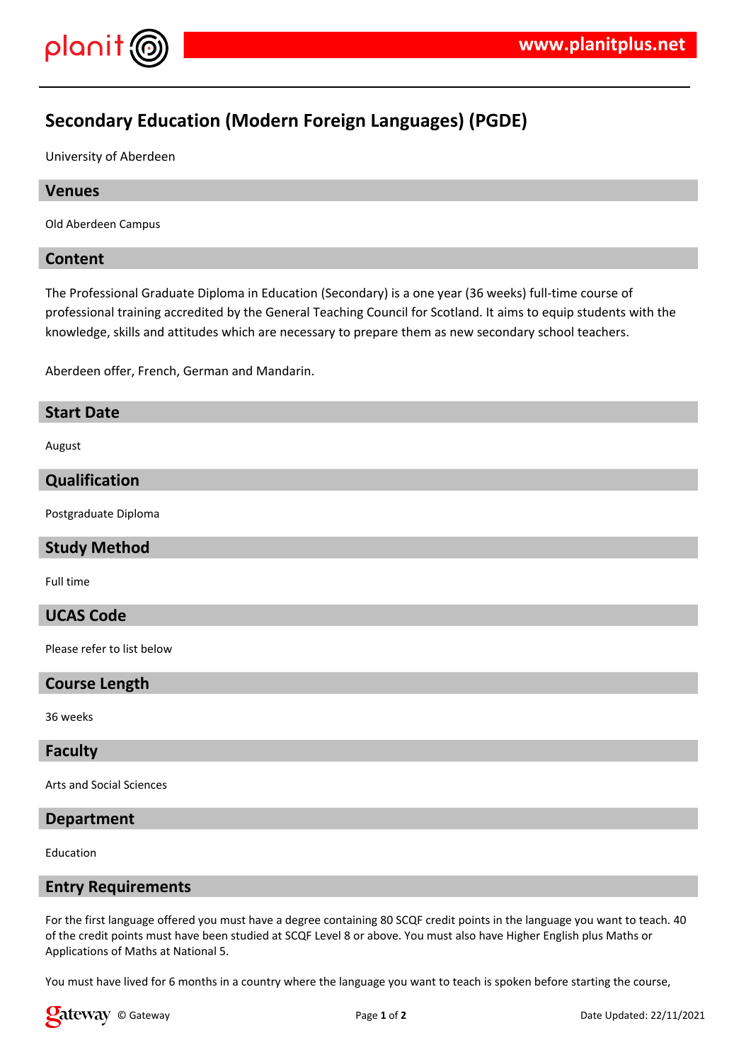# Secondary Education (Modern Foreign Languages) (PGDE)

University of Aberdeen

## Venues

Old Aberdeen Campus

## Content

The Professional Graduate Diploma in Education (Secondary) is a one year (36 weeks) full-time course of professional training accredited by the General Teaching Council for Scotland. It aims to equip students with the knowledge, skills and attitudes which are necessary to prepare them as new secondary school teachers.

Aberdeen offer, French, German and Mandarin.

## Start Date

August

## Qualification

Postgraduate Diploma

## Study Method

Full time

## UCAS Code

Please refer to list below

## Course Length

36 weeks

## Faculty

Arts and Social Sciences

## Department

Education

## Entry Requirements

For the first language offered you must have a degree containing 80 SCQF credit points in the language you want to teach. 40 of the credit points must have been studied at SCQF Level 8 or above. You must also have Higher English plus Maths or Applications of Maths at National 5.

You must have lived for 6 months in a country where the language you want to teach is spoken before starting the course,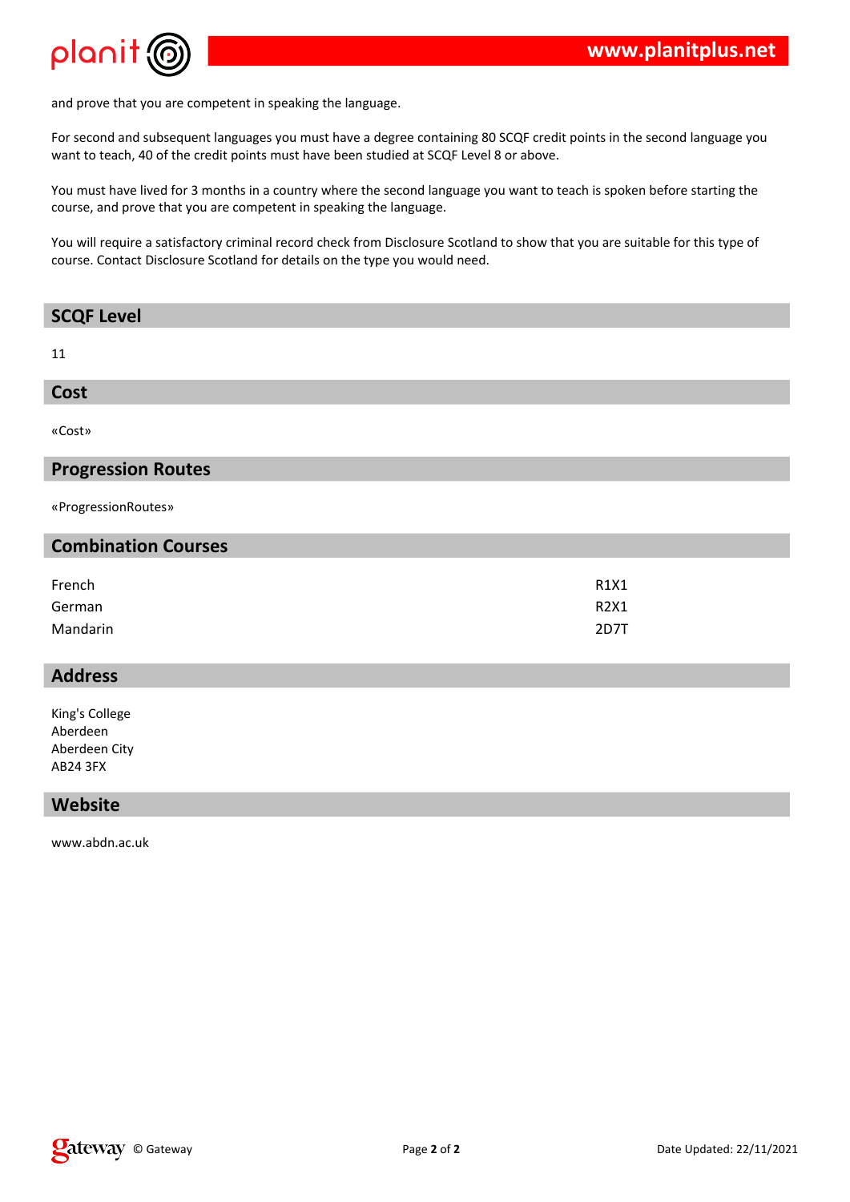and prove that you are competent in speaking the language.

For second and subsequent languages you must have a degree containing 80 SCQF credit points in the second language you want to teach, 40 of the credit points must have been studied at SCQF Level 8 or above.

You must have lived for 3 months in a country where the second language you want to teach is spoken before starting the course, and prove that you are competent in speaking the language.

You will require a satisfactory criminal record check from Disclosure Scotland to show that you are suitable for this type of course. Contact Disclosure Scotland for details on the type you would need.

## SCQF Level

11

## Cost

«Cost»

## Progression Routes

«ProgressionRoutes»

## Combination Courses

| | |
|---|---|
| French | R1X1 |
| German | R2X1 |
| Mandarin | 2D7T |

## Address

King's College
Aberdeen
Aberdeen City
AB24 3FX

## Website

www.abdn.ac.uk